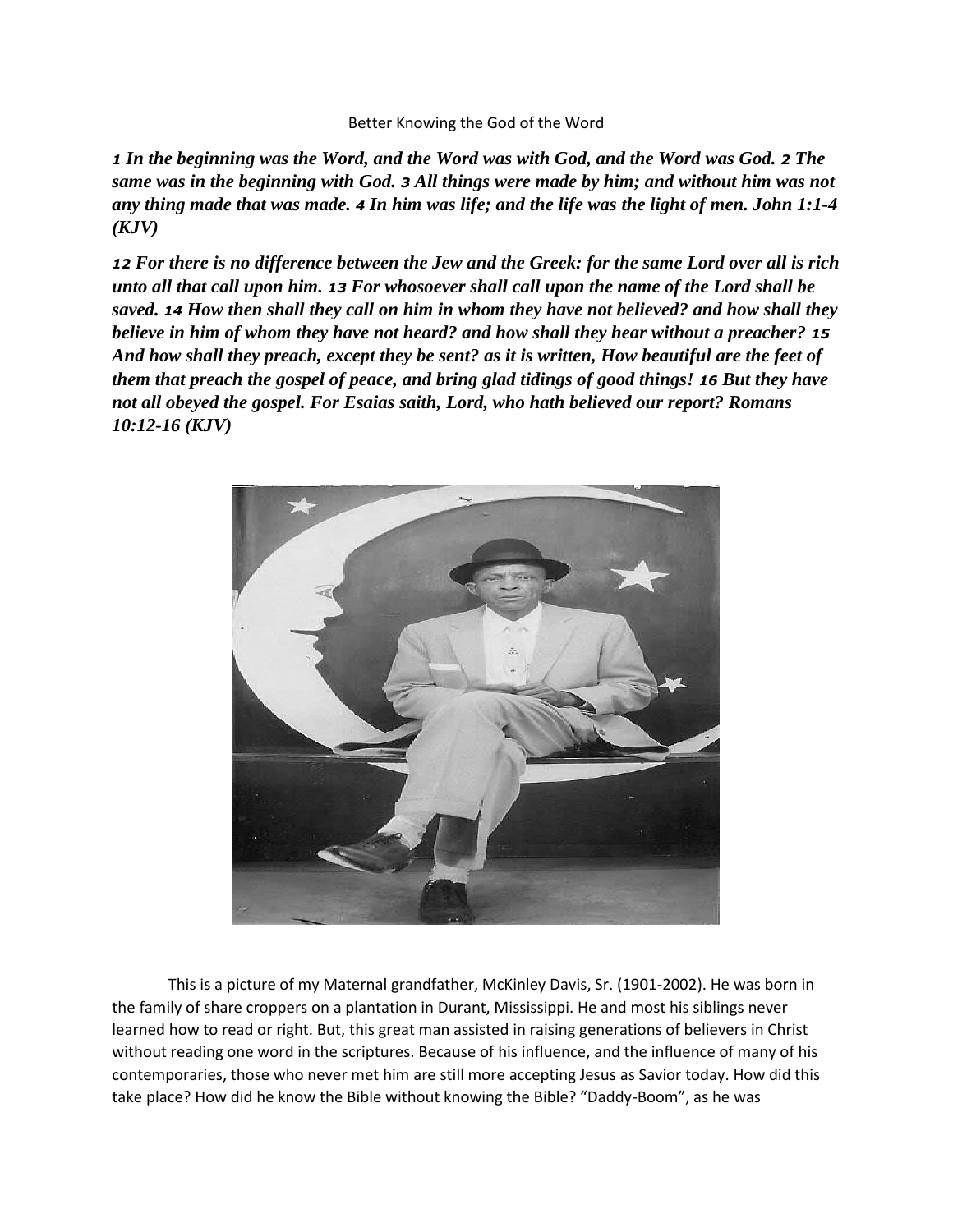Better Knowing the God of the Word

***1 In the beginning was the Word, and the Word was with God, and the Word was God. 2 The same was in the beginning with God. 3 All things were made by him; and without him was not any thing made that was made. 4 In him was life; and the life was the light of men. John 1:1-4 (KJV)***

***12 For there is no difference between the Jew and the Greek: for the same Lord over all is rich unto all that call upon him. 13 For whosoever shall call upon the name of the Lord shall be saved. 14 How then shall they call on him in whom they have not believed? and how shall they believe in him of whom they have not heard? and how shall they hear without a preacher? 15 And how shall they preach, except they be sent? as it is written, How beautiful are the feet of them that preach the gospel of peace, and bring glad tidings of good things! 16 But they have not all obeyed the gospel. For Esaias saith, Lord, who hath believed our report? Romans 10:12-16 (KJV)***

This is a picture of my Maternal grandfather, McKinley Davis, Sr. (1901-2002). He was born in the family of share croppers on a plantation in Durant, Mississippi. He and most his siblings never learned how to read or right. But, this great man assisted in raising generations of believers in Christ without reading one word in the scriptures. Because of his influence, and the influence of many of his contemporaries, those who never met him are still more accepting Jesus as Savior today. How did this take place? How did he know the Bible without knowing the Bible? "Daddy-Boom", as he was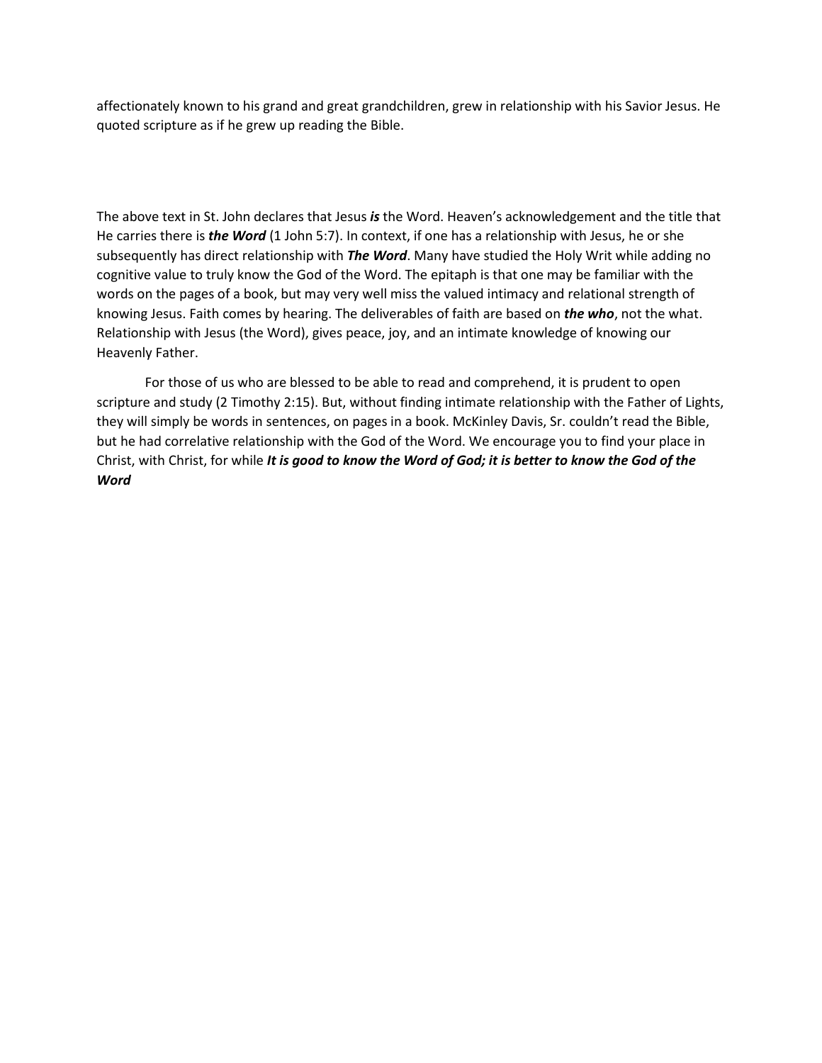affectionately known to his grand and great grandchildren, grew in relationship with his Savior Jesus. He quoted scripture as if he grew up reading the Bible.

The above text in St. John declares that Jesus ***is*** the Word. Heaven's acknowledgement and the title that He carries there is ***the Word*** (1 John 5:7). In context, if one has a relationship with Jesus, he or she subsequently has direct relationship with ***The Word***. Many have studied the Holy Writ while adding no cognitive value to truly know the God of the Word. The epitaph is that one may be familiar with the words on the pages of a book, but may very well miss the valued intimacy and relational strength of knowing Jesus. Faith comes by hearing. The deliverables of faith are based on ***the who***, not the what. Relationship with Jesus (the Word), gives peace, joy, and an intimate knowledge of knowing our Heavenly Father.

For those of us who are blessed to be able to read and comprehend, it is prudent to open scripture and study (2 Timothy 2:15). But, without finding intimate relationship with the Father of Lights, they will simply be words in sentences, on pages in a book. McKinley Davis, Sr. couldn't read the Bible, but he had correlative relationship with the God of the Word. We encourage you to find your place in Christ, with Christ, for while ***It is good to know the Word of God; it is better to know the God of the Word***